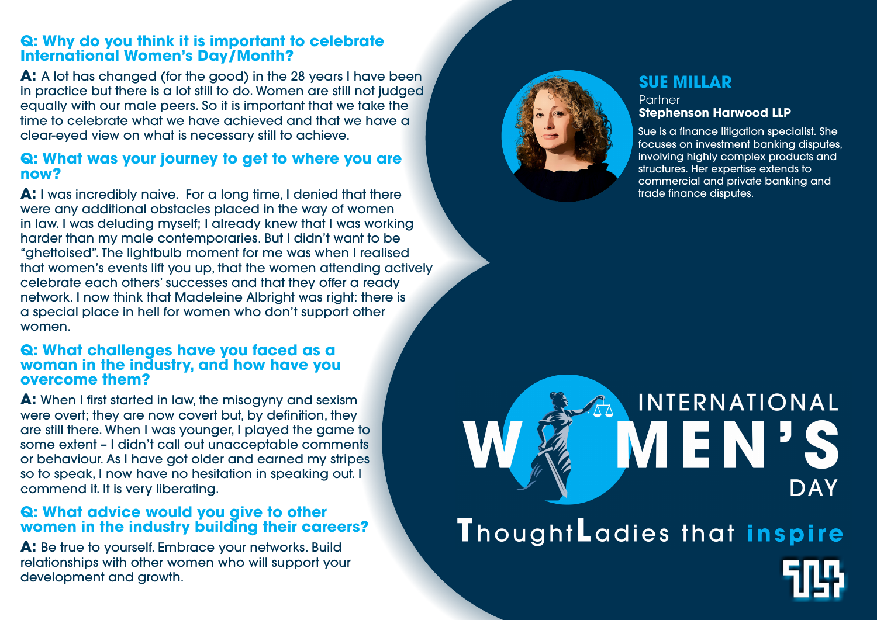## SUE MILLAR

Partner
**Stephenson Harwood LLP**

Sue is a finance litigation specialist. She focuses on investment banking disputes, involving highly complex products and structures. Her expertise extends to commercial and private banking and trade finance disputes.

### Q: Why do you think it is important to celebrate International Women's Day/Month?

**A:** A lot has changed (for the good) in the 28 years I have been in practice but there is a lot still to do. Women are still not judged equally with our male peers. So it is important that we take the time to celebrate what we have achieved and that we have a clear-eyed view on what is necessary still to achieve.

### Q: What was your journey to get to where you are now?

**A:** I was incredibly naive. For a long time, I denied that there were any additional obstacles placed in the way of women in law. I was deluding myself; I already knew that I was working harder than my male contemporaries. But I didn't want to be "ghettoised". The lightbulb moment for me was when I realised that women's events lift you up, that the women attending actively celebrate each others' successes and that they offer a ready network. I now think that Madeleine Albright was right: there is a special place in hell for women who don't support other women.

### Q: What challenges have you faced as a woman in the industry, and how have you overcome them?

**A:** When I first started in law, the misogyny and sexism were overt; they are now covert but, by definition, they are still there. When I was younger, I played the game to some extent – I didn't call out unacceptable comments or behaviour. As I have got older and earned my stripes so to speak, I now have no hesitation in speaking out. I commend it. It is very liberating.

### Q: What advice would you give to other women in the industry building their careers?

**A:** Be true to yourself. Embrace your networks. Build relationships with other women who will support your development and growth.

INTERNATIONAL WOMEN'S DAY

ThoughtLadies that inspire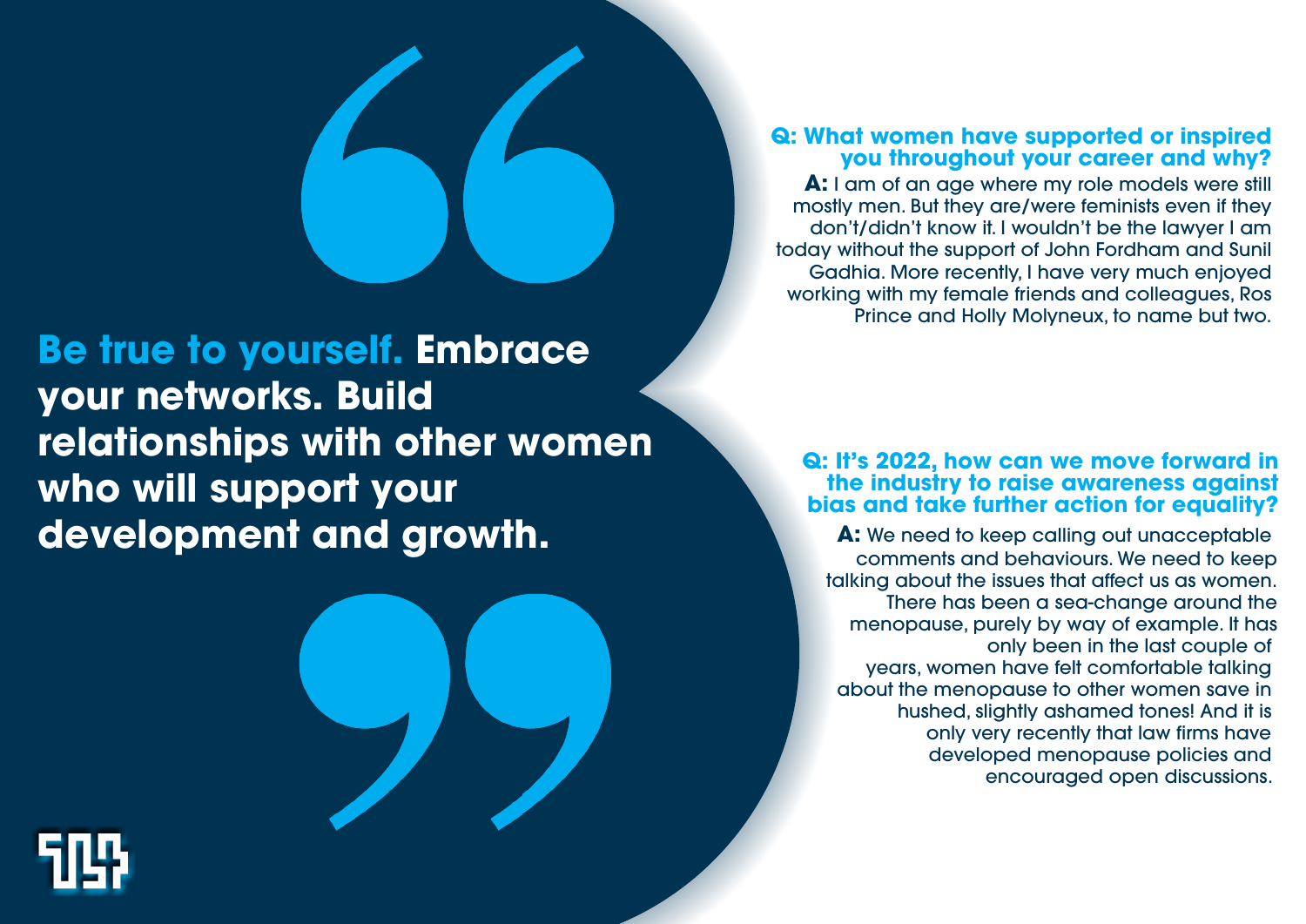**Be true to yourself. Embrace your networks. Build relationships with other women who will support your development and growth.**

**Q: What women have supported or inspired you throughout your career and why?**

**A:** I am of an age where my role models were still mostly men. But they are/were feminists even if they don't/didn't know it. I wouldn't be the lawyer I am today without the support of John Fordham and Sunil Gadhia. More recently, I have very much enjoyed working with my female friends and colleagues, Ros Prince and Holly Molyneux, to name but two.

**Q: It's 2022, how can we move forward in the industry to raise awareness against bias and take further action for equality?**

**A:** We need to keep calling out unacceptable comments and behaviours. We need to keep talking about the issues that affect us as women. There has been a sea-change around the menopause, purely by way of example. It has only been in the last couple of years, women have felt comfortable talking about the menopause to other women save in hushed, slightly ashamed tones! And it is only very recently that law firms have developed menopause policies and encouraged open discussions.